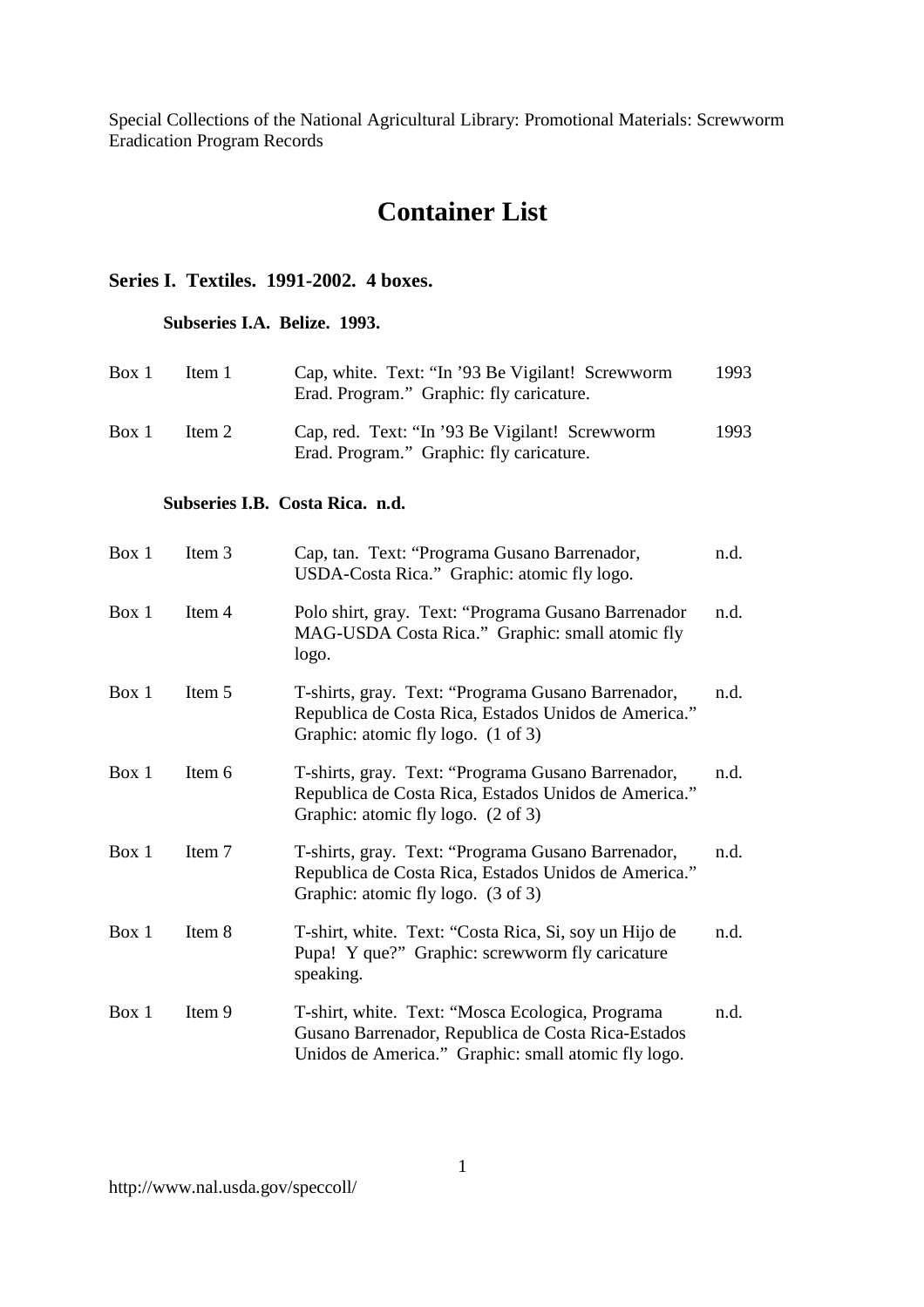# Container List

## Series I. Textiles. 1991-2002. 4 boxes.

### Subseries I.A. Belize. 1993.

| Box | Item | Description | Date |
|---|---|---|---|
| Box 1 | Item 1 | Cap, white. Text: "In '93 Be Vigilant! Screwworm Erad. Program." Graphic: fly caricature. | 1993 |
| Box 1 | Item 2 | Cap, red. Text: "In '93 Be Vigilant! Screwworm Erad. Program." Graphic: fly caricature. | 1993 |

### Subseries I.B. Costa Rica. n.d.

| Box | Item | Description | Date |
|---|---|---|---|
| Box 1 | Item 3 | Cap, tan. Text: "Programa Gusano Barrenador, USDA-Costa Rica." Graphic: atomic fly logo. | n.d. |
| Box 1 | Item 4 | Polo shirt, gray. Text: "Programa Gusano Barrenador MAG-USDA Costa Rica." Graphic: small atomic fly logo. | n.d. |
| Box 1 | Item 5 | T-shirts, gray. Text: "Programa Gusano Barrenador, Republica de Costa Rica, Estados Unidos de America." Graphic: atomic fly logo. (1 of 3) | n.d. |
| Box 1 | Item 6 | T-shirts, gray. Text: "Programa Gusano Barrenador, Republica de Costa Rica, Estados Unidos de America." Graphic: atomic fly logo. (2 of 3) | n.d. |
| Box 1 | Item 7 | T-shirts, gray. Text: "Programa Gusano Barrenador, Republica de Costa Rica, Estados Unidos de America." Graphic: atomic fly logo. (3 of 3) | n.d. |
| Box 1 | Item 8 | T-shirt, white. Text: "Costa Rica, Si, soy un Hijo de Pupa! Y que?" Graphic: screwworm fly caricature speaking. | n.d. |
| Box 1 | Item 9 | T-shirt, white. Text: "Mosca Ecologica, Programa Gusano Barrenador, Republica de Costa Rica-Estados Unidos de America." Graphic: small atomic fly logo. | n.d. |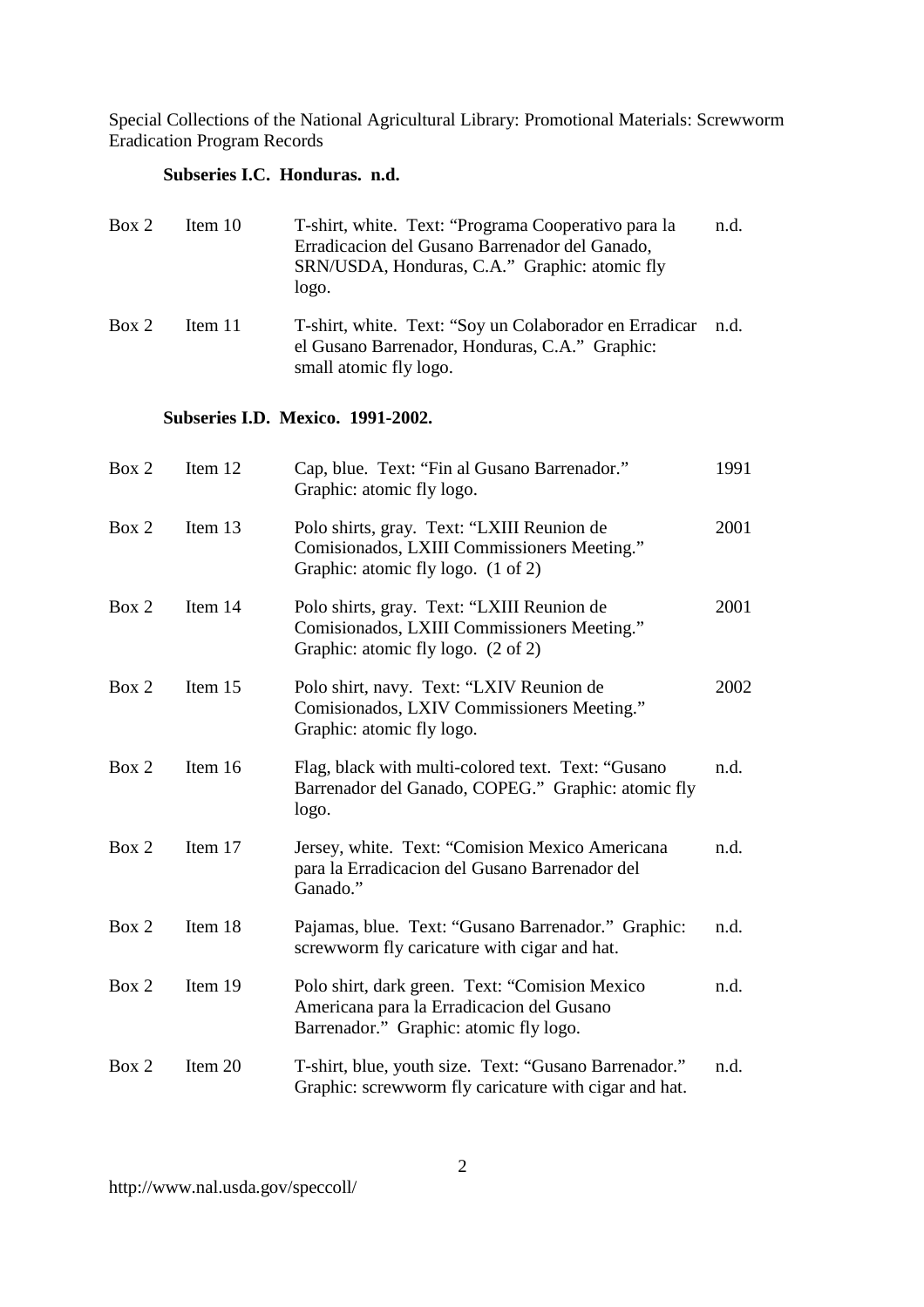### Subseries I.C. Honduras. n.d.

| Box | Item | Description | Date |
|---|---|---|---|
| Box 2 | Item 10 | T-shirt, white. Text: "Programa Cooperativo para la Erradicacion del Gusano Barrenador del Ganado, SRN/USDA, Honduras, C.A." Graphic: atomic fly logo. | n.d. |
| Box 2 | Item 11 | T-shirt, white. Text: "Soy un Colaborador en Erradicar el Gusano Barrenador, Honduras, C.A." Graphic: small atomic fly logo. | n.d. |

### Subseries I.D. Mexico. 1991-2002.

| Box | Item | Description | Date |
|---|---|---|---|
| Box 2 | Item 12 | Cap, blue. Text: "Fin al Gusano Barrenador." Graphic: atomic fly logo. | 1991 |
| Box 2 | Item 13 | Polo shirts, gray. Text: "LXIII Reunion de Comisionados, LXIII Commissioners Meeting." Graphic: atomic fly logo. (1 of 2) | 2001 |
| Box 2 | Item 14 | Polo shirts, gray. Text: "LXIII Reunion de Comisionados, LXIII Commissioners Meeting." Graphic: atomic fly logo. (2 of 2) | 2001 |
| Box 2 | Item 15 | Polo shirt, navy. Text: "LXIV Reunion de Comisionados, LXIV Commissioners Meeting." Graphic: atomic fly logo. | 2002 |
| Box 2 | Item 16 | Flag, black with multi-colored text. Text: "Gusano Barrenador del Ganado, COPEG." Graphic: atomic fly logo. | n.d. |
| Box 2 | Item 17 | Jersey, white. Text: "Comision Mexico Americana para la Erradicacion del Gusano Barrenador del Ganado." | n.d. |
| Box 2 | Item 18 | Pajamas, blue. Text: "Gusano Barrenador." Graphic: screwworm fly caricature with cigar and hat. | n.d. |
| Box 2 | Item 19 | Polo shirt, dark green. Text: "Comision Mexico Americana para la Erradicacion del Gusano Barrenador." Graphic: atomic fly logo. | n.d. |
| Box 2 | Item 20 | T-shirt, blue, youth size. Text: "Gusano Barrenador." Graphic: screwworm fly caricature with cigar and hat. | n.d. |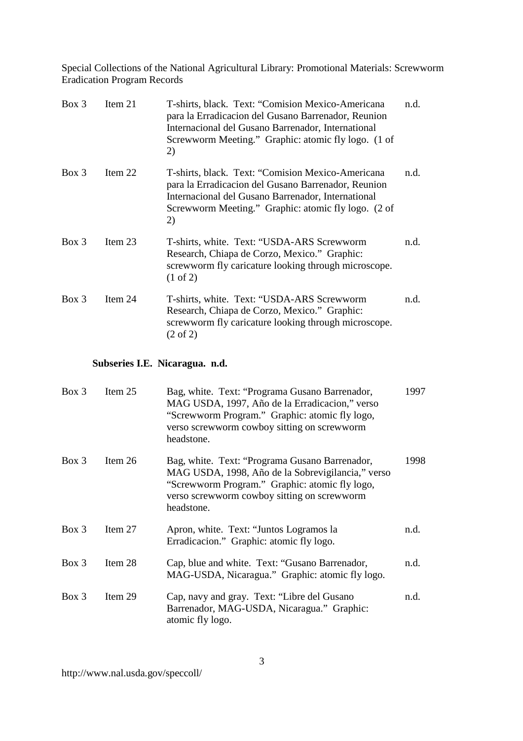| | | | |
|---|---|---|---|
| Box 3 | Item 21 | T-shirts, black. Text: "Comision Mexico-Americana para la Erradicacion del Gusano Barrenador, Reunion Internacional del Gusano Barrenador, International Screwworm Meeting." Graphic: atomic fly logo. (1 of 2) | n.d. |
| Box 3 | Item 22 | T-shirts, black. Text: "Comision Mexico-Americana para la Erradicacion del Gusano Barrenador, Reunion Internacional del Gusano Barrenador, International Screwworm Meeting." Graphic: atomic fly logo. (2 of 2) | n.d. |
| Box 3 | Item 23 | T-shirts, white. Text: "USDA-ARS Screwworm Research, Chiapa de Corzo, Mexico." Graphic: screwworm fly caricature looking through microscope. (1 of 2) | n.d. |
| Box 3 | Item 24 | T-shirts, white. Text: "USDA-ARS Screwworm Research, Chiapa de Corzo, Mexico." Graphic: screwworm fly caricature looking through microscope. (2 of 2) | n.d. |

### Subseries I.E. Nicaragua. n.d.

| | | | |
|---|---|---|---|
| Box 3 | Item 25 | Bag, white. Text: "Programa Gusano Barrenador, MAG USDA, 1997, Año de la Erradicacion," verso "Screwworm Program." Graphic: atomic fly logo, verso screwworm cowboy sitting on screwworm headstone. | 1997 |
| Box 3 | Item 26 | Bag, white. Text: "Programa Gusano Barrenador, MAG USDA, 1998, Año de la Sobrevigilancia," verso "Screwworm Program." Graphic: atomic fly logo, verso screwworm cowboy sitting on screwworm headstone. | 1998 |
| Box 3 | Item 27 | Apron, white. Text: "Juntos Logramos la Erradicacion." Graphic: atomic fly logo. | n.d. |
| Box 3 | Item 28 | Cap, blue and white. Text: "Gusano Barrenador, MAG-USDA, Nicaragua." Graphic: atomic fly logo. | n.d. |
| Box 3 | Item 29 | Cap, navy and gray. Text: "Libre del Gusano Barrenador, MAG-USDA, Nicaragua." Graphic: atomic fly logo. | n.d. |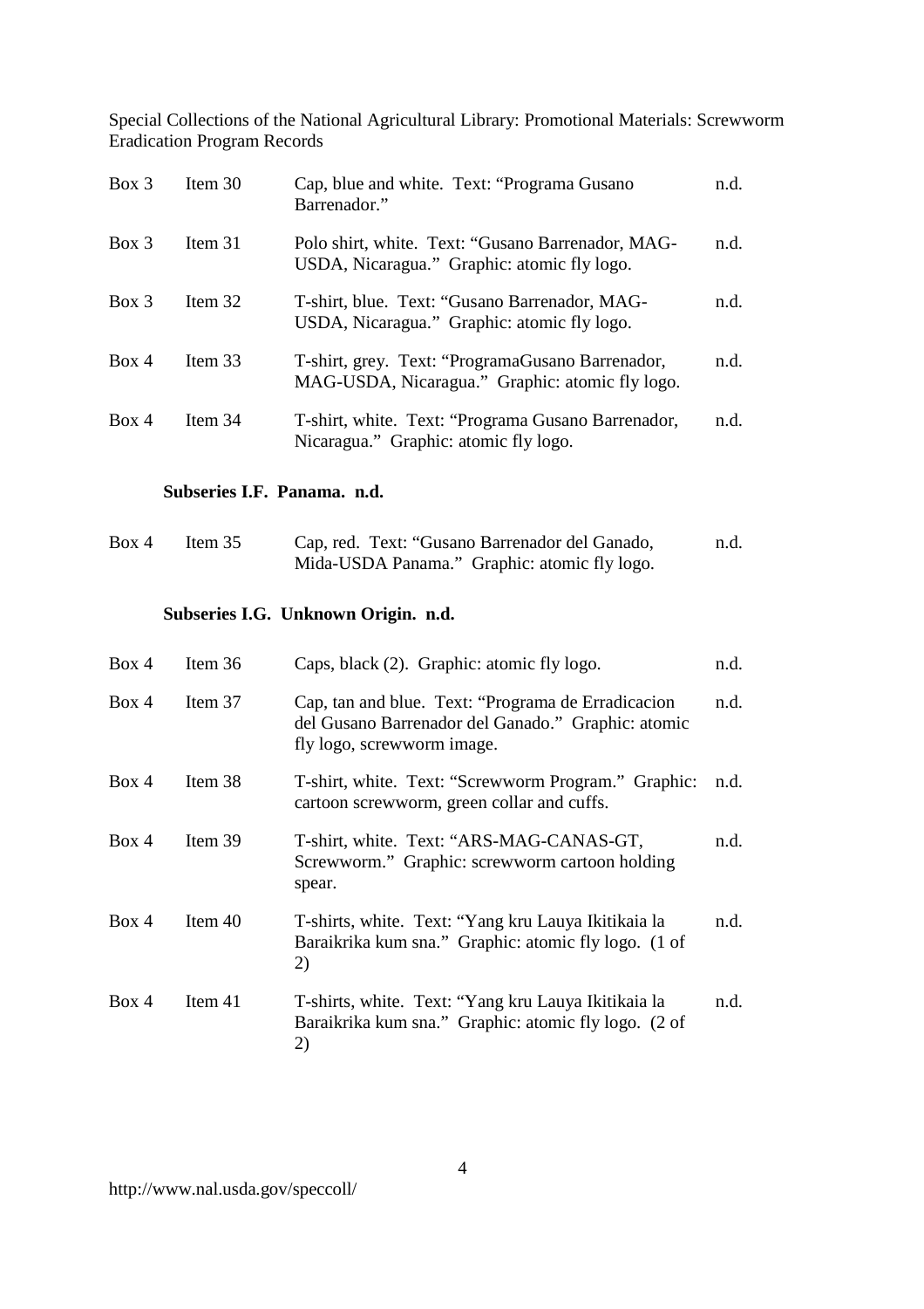| Box 3 | Item 30 | Cap, blue and white. Text: “Programa Gusano Barrenador.” | n.d. |
|---|---|---|---|
| Box 3 | Item 31 | Polo shirt, white. Text: “Gusano Barrenador, MAG-USDA, Nicaragua.” Graphic: atomic fly logo. | n.d. |
| Box 3 | Item 32 | T-shirt, blue. Text: “Gusano Barrenador, MAG-USDA, Nicaragua.” Graphic: atomic fly logo. | n.d. |
| Box 4 | Item 33 | T-shirt, grey. Text: “ProgramaGusano Barrenador, MAG-USDA, Nicaragua.” Graphic: atomic fly logo. | n.d. |
| Box 4 | Item 34 | T-shirt, white. Text: “Programa Gusano Barrenador, Nicaragua.” Graphic: atomic fly logo. | n.d. |

**Subseries I.F. Panama. n.d.**

| Box 4 | Item 35 | Cap, red. Text: “Gusano Barrenador del Ganado, Mida-USDA Panama.” Graphic: atomic fly logo. | n.d. |
|---|---|---|---|

**Subseries I.G. Unknown Origin. n.d.**

| Box 4 | Item 36 | Caps, black (2). Graphic: atomic fly logo. | n.d. |
|---|---|---|---|
| Box 4 | Item 37 | Cap, tan and blue. Text: “Programa de Erradicacion del Gusano Barrenador del Ganado.” Graphic: atomic fly logo, screwworm image. | n.d. |
| Box 4 | Item 38 | T-shirt, white. Text: “Screwworm Program.” Graphic: cartoon screwworm, green collar and cuffs. | n.d. |
| Box 4 | Item 39 | T-shirt, white. Text: “ARS-MAG-CANAS-GT, Screwworm.” Graphic: screwworm cartoon holding spear. | n.d. |
| Box 4 | Item 40 | T-shirts, white. Text: “Yang kru Lauya Ikitikaia la Baraikrika kum sna.” Graphic: atomic fly logo. (1 of 2) | n.d. |
| Box 4 | Item 41 | T-shirts, white. Text: “Yang kru Lauya Ikitikaia la Baraikrika kum sna.” Graphic: atomic fly logo. (2 of 2) | n.d. |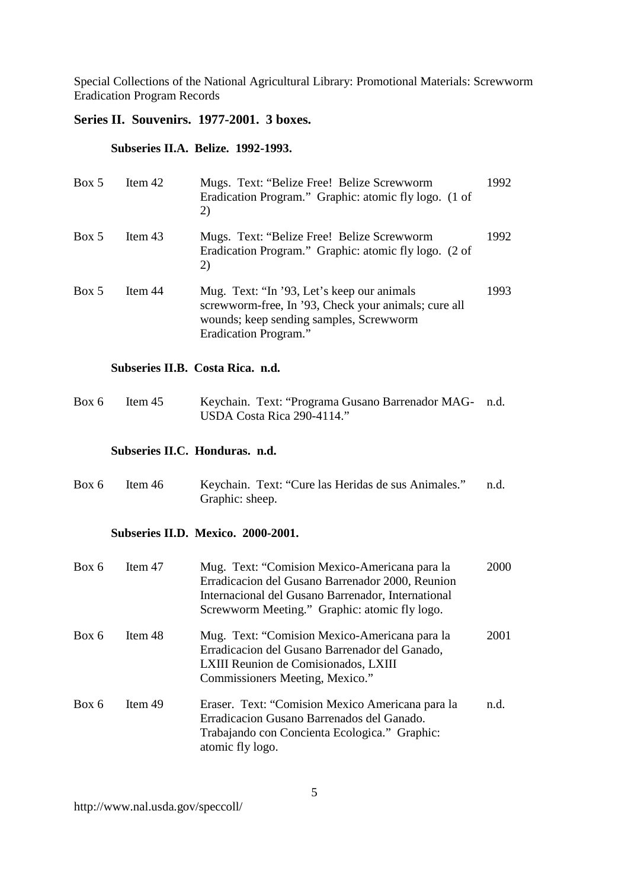## Series II. Souvenirs. 1977-2001. 3 boxes.

### Subseries II.A. Belize. 1992-1993.

| | | | |
|---|---|---|---|
| Box 5 | Item 42 | Mugs. Text: "Belize Free! Belize Screwworm Eradication Program." Graphic: atomic fly logo. (1 of 2) | 1992 |
| Box 5 | Item 43 | Mugs. Text: "Belize Free! Belize Screwworm Eradication Program." Graphic: atomic fly logo. (2 of 2) | 1992 |
| Box 5 | Item 44 | Mug. Text: "In '93, Let's keep our animals screwworm-free, In '93, Check your animals; cure all wounds; keep sending samples, Screwworm Eradication Program." | 1993 |

### Subseries II.B. Costa Rica. n.d.

| | | | |
|---|---|---|---|
| Box 6 | Item 45 | Keychain. Text: "Programa Gusano Barrenador MAG-USDA Costa Rica 290-4114." | n.d. |

### Subseries II.C. Honduras. n.d.

| | | | |
|---|---|---|---|
| Box 6 | Item 46 | Keychain. Text: "Cure las Heridas de sus Animales." Graphic: sheep. | n.d. |

### Subseries II.D. Mexico. 2000-2001.

| | | | |
|---|---|---|---|
| Box 6 | Item 47 | Mug. Text: "Comision Mexico-Americana para la Erradicacion del Gusano Barrenador 2000, Reunion Internacional del Gusano Barrenador, International Screwworm Meeting." Graphic: atomic fly logo. | 2000 |
| Box 6 | Item 48 | Mug. Text: "Comision Mexico-Americana para la Erradicacion del Gusano Barrenador del Ganado, LXIII Reunion de Comisionados, LXIII Commissioners Meeting, Mexico." | 2001 |
| Box 6 | Item 49 | Eraser. Text: "Comision Mexico Americana para la Erradicacion Gusano Barrenados del Ganado. Trabajando con Concienta Ecologica." Graphic: atomic fly logo. | n.d. |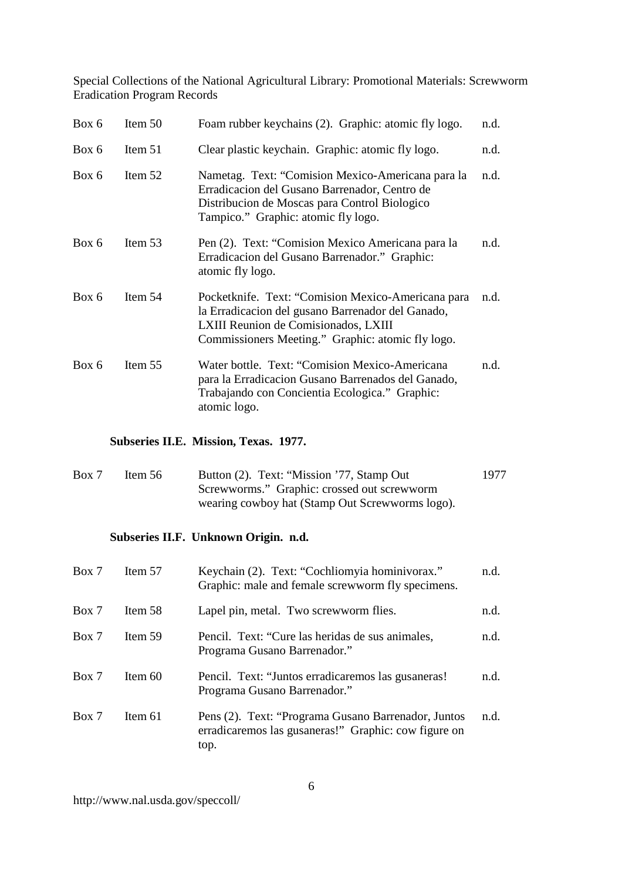| | | | |
|---|---|---|---|
| Box 6 | Item 50 | Foam rubber keychains (2). Graphic: atomic fly logo. | n.d. |
| Box 6 | Item 51 | Clear plastic keychain. Graphic: atomic fly logo. | n.d. |
| Box 6 | Item 52 | Nametag. Text: "Comision Mexico-Americana para la Erradicacion del Gusano Barrenador, Centro de Distribucion de Moscas para Control Biologico Tampico." Graphic: atomic fly logo. | n.d. |
| Box 6 | Item 53 | Pen (2). Text: "Comision Mexico Americana para la Erradicacion del Gusano Barrenador." Graphic: atomic fly logo. | n.d. |
| Box 6 | Item 54 | Pocketknife. Text: "Comision Mexico-Americana para la Erradicacion del gusano Barrenador del Ganado, LXIII Reunion de Comisionados, LXIII Commissioners Meeting." Graphic: atomic fly logo. | n.d. |
| Box 6 | Item 55 | Water bottle. Text: "Comision Mexico-Americana para la Erradicacion Gusano Barrenados del Ganado, Trabajando con Concientia Ecologica." Graphic: atomic logo. | n.d. |

**Subseries II.E. Mission, Texas. 1977.**

| | | | |
|---|---|---|---|
| Box 7 | Item 56 | Button (2). Text: "Mission '77, Stamp Out Screwworms." Graphic: crossed out screwworm wearing cowboy hat (Stamp Out Screwworms logo). | 1977 |

**Subseries II.F. Unknown Origin. n.d.**

| | | | |
|---|---|---|---|
| Box 7 | Item 57 | Keychain (2). Text: "Cochliomyia hominivorax." Graphic: male and female screwworm fly specimens. | n.d. |
| Box 7 | Item 58 | Lapel pin, metal. Two screwworm flies. | n.d. |
| Box 7 | Item 59 | Pencil. Text: "Cure las heridas de sus animales, Programa Gusano Barrenador." | n.d. |
| Box 7 | Item 60 | Pencil. Text: "Juntos erradicaremos las gusaneras! Programa Gusano Barrenador." | n.d. |
| Box 7 | Item 61 | Pens (2). Text: "Programa Gusano Barrenador, Juntos erradicaremos las gusaneras!" Graphic: cow figure on top. | n.d. |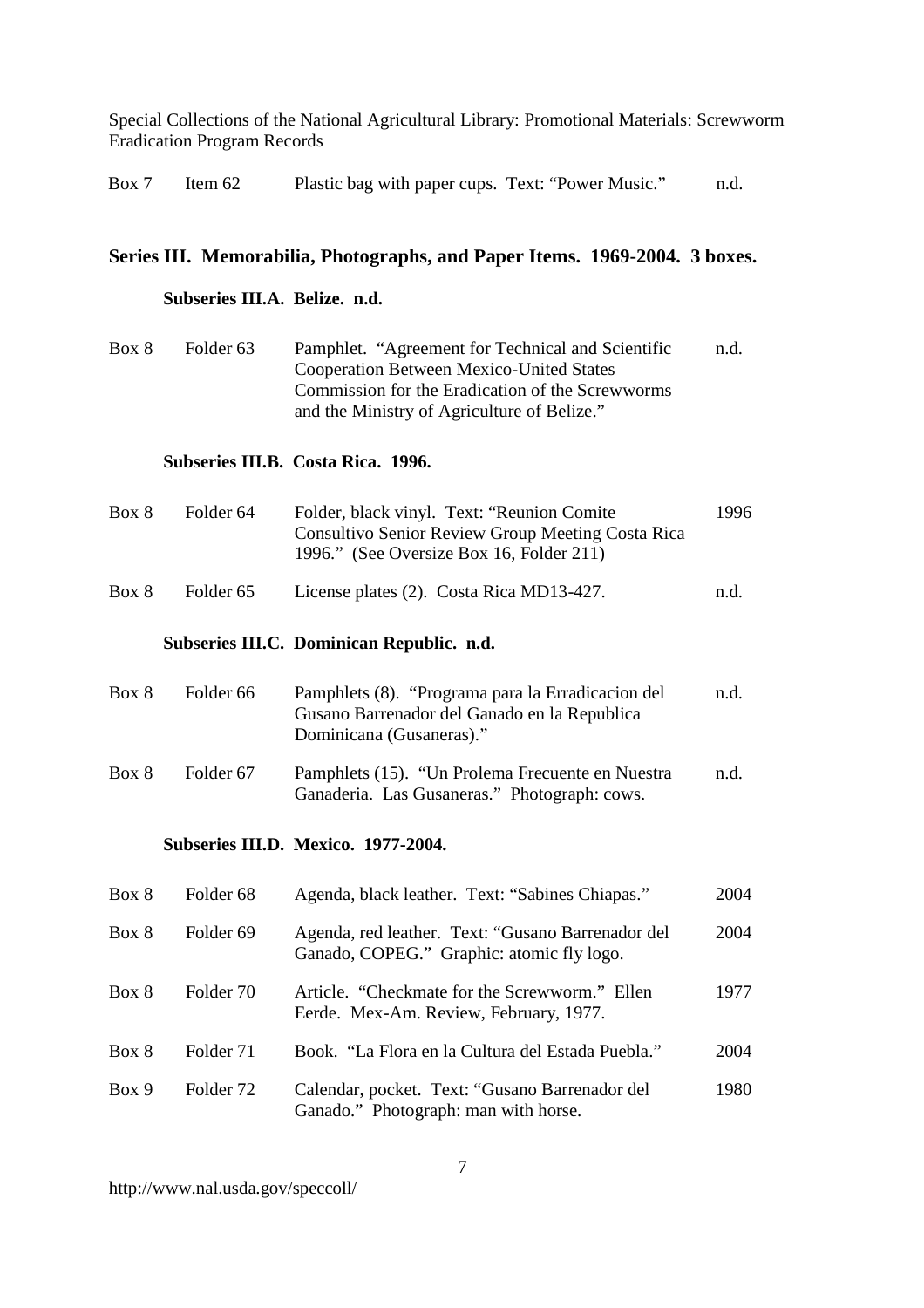| | | | |
|---|---|---|---|
| Box 7 | Item 62 | Plastic bag with paper cups. Text: "Power Music." | n.d. |

## Series III. Memorabilia, Photographs, and Paper Items. 1969-2004. 3 boxes.

### Subseries III.A. Belize. n.d.

| | | | |
|---|---|---|---|
| Box 8 | Folder 63 | Pamphlet. "Agreement for Technical and Scientific Cooperation Between Mexico-United States Commission for the Eradication of the Screwworms and the Ministry of Agriculture of Belize." | n.d. |

### Subseries III.B. Costa Rica. 1996.

| | | | |
|---|---|---|---|
| Box 8 | Folder 64 | Folder, black vinyl. Text: "Reunion Comite Consultivo Senior Review Group Meeting Costa Rica 1996." (See Oversize Box 16, Folder 211) | 1996 |
| Box 8 | Folder 65 | License plates (2). Costa Rica MD13-427. | n.d. |

### Subseries III.C. Dominican Republic. n.d.

| | | | |
|---|---|---|---|
| Box 8 | Folder 66 | Pamphlets (8). "Programa para la Erradicacion del Gusano Barrenador del Ganado en la Republica Dominicana (Gusaneras)." | n.d. |
| Box 8 | Folder 67 | Pamphlets (15). "Un Prolema Frecuente en Nuestra Ganaderia. Las Gusaneras." Photograph: cows. | n.d. |

### Subseries III.D. Mexico. 1977-2004.

| | | | |
|---|---|---|---|
| Box 8 | Folder 68 | Agenda, black leather. Text: "Sabines Chiapas." | 2004 |
| Box 8 | Folder 69 | Agenda, red leather. Text: "Gusano Barrenador del Ganado, COPEG." Graphic: atomic fly logo. | 2004 |
| Box 8 | Folder 70 | Article. "Checkmate for the Screwworm." Ellen Eerde. Mex-Am. Review, February, 1977. | 1977 |
| Box 8 | Folder 71 | Book. "La Flora en la Cultura del Estada Puebla." | 2004 |
| Box 9 | Folder 72 | Calendar, pocket. Text: "Gusano Barrenador del Ganado." Photograph: man with horse. | 1980 |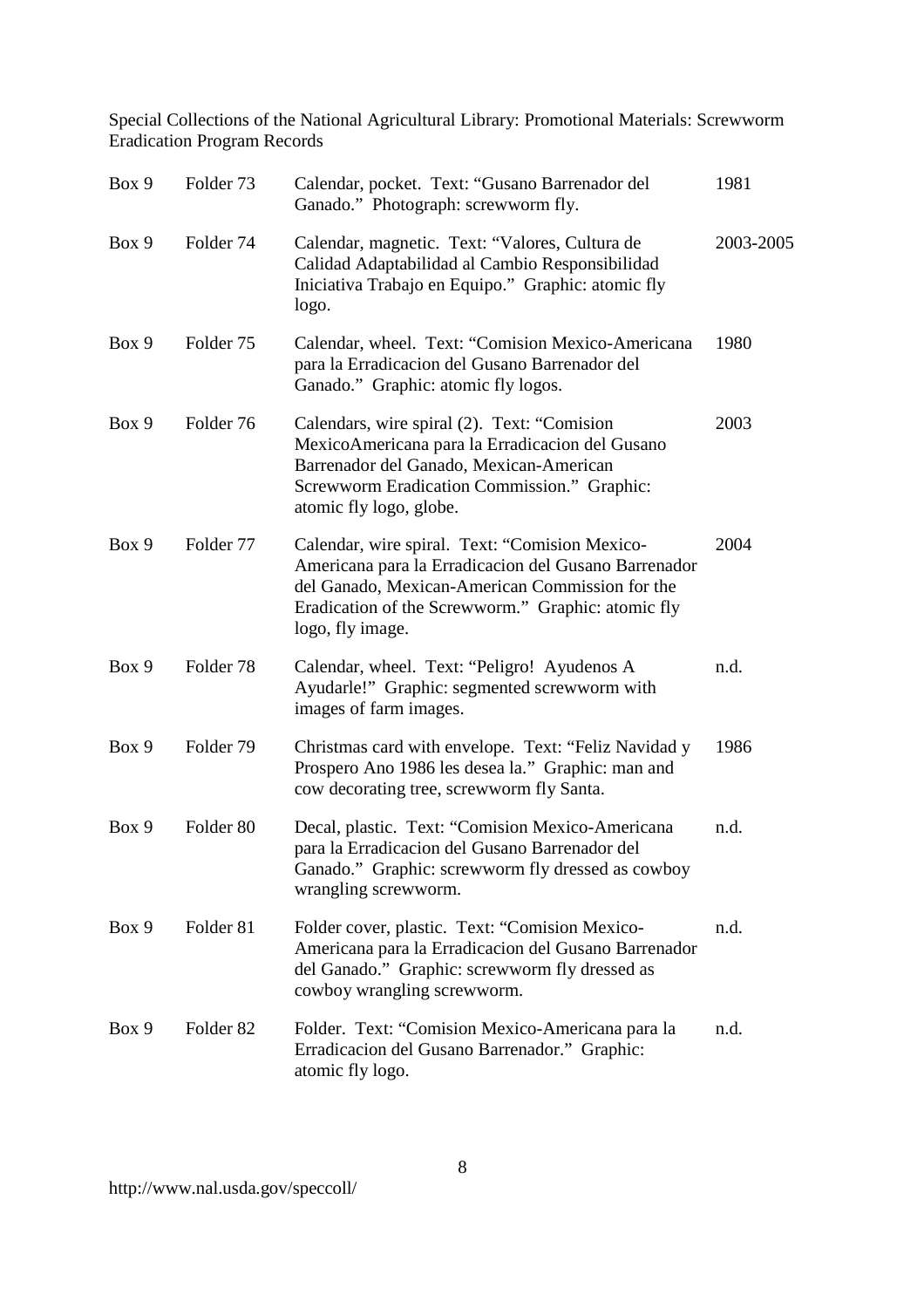| Box | Folder | Description | Date |
|---|---|---|---|
| Box 9 | Folder 73 | Calendar, pocket. Text: "Gusano Barrenador del Ganado." Photograph: screwworm fly. | 1981 |
| Box 9 | Folder 74 | Calendar, magnetic. Text: "Valores, Cultura de Calidad Adaptabilidad al Cambio Responsibilidad Iniciativa Trabajo en Equipo." Graphic: atomic fly logo. | 2003-2005 |
| Box 9 | Folder 75 | Calendar, wheel. Text: "Comision Mexico-Americana para la Erradicacion del Gusano Barrenador del Ganado." Graphic: atomic fly logos. | 1980 |
| Box 9 | Folder 76 | Calendars, wire spiral (2). Text: "Comision MexicoAmericana para la Erradicacion del Gusano Barrenador del Ganado, Mexican-American Screwworm Eradication Commission." Graphic: atomic fly logo, globe. | 2003 |
| Box 9 | Folder 77 | Calendar, wire spiral. Text: "Comision Mexico-Americana para la Erradicacion del Gusano Barrenador del Ganado, Mexican-American Commission for the Eradication of the Screwworm." Graphic: atomic fly logo, fly image. | 2004 |
| Box 9 | Folder 78 | Calendar, wheel. Text: "Peligro! Ayudenos A Ayudarle!" Graphic: segmented screwworm with images of farm images. | n.d. |
| Box 9 | Folder 79 | Christmas card with envelope. Text: "Feliz Navidad y Prospero Ano 1986 les desea la." Graphic: man and cow decorating tree, screwworm fly Santa. | 1986 |
| Box 9 | Folder 80 | Decal, plastic. Text: "Comision Mexico-Americana para la Erradicacion del Gusano Barrenador del Ganado." Graphic: screwworm fly dressed as cowboy wrangling screwworm. | n.d. |
| Box 9 | Folder 81 | Folder cover, plastic. Text: "Comision Mexico-Americana para la Erradicacion del Gusano Barrenador del Ganado." Graphic: screwworm fly dressed as cowboy wrangling screwworm. | n.d. |
| Box 9 | Folder 82 | Folder. Text: "Comision Mexico-Americana para la Erradicacion del Gusano Barrenador." Graphic: atomic fly logo. | n.d. |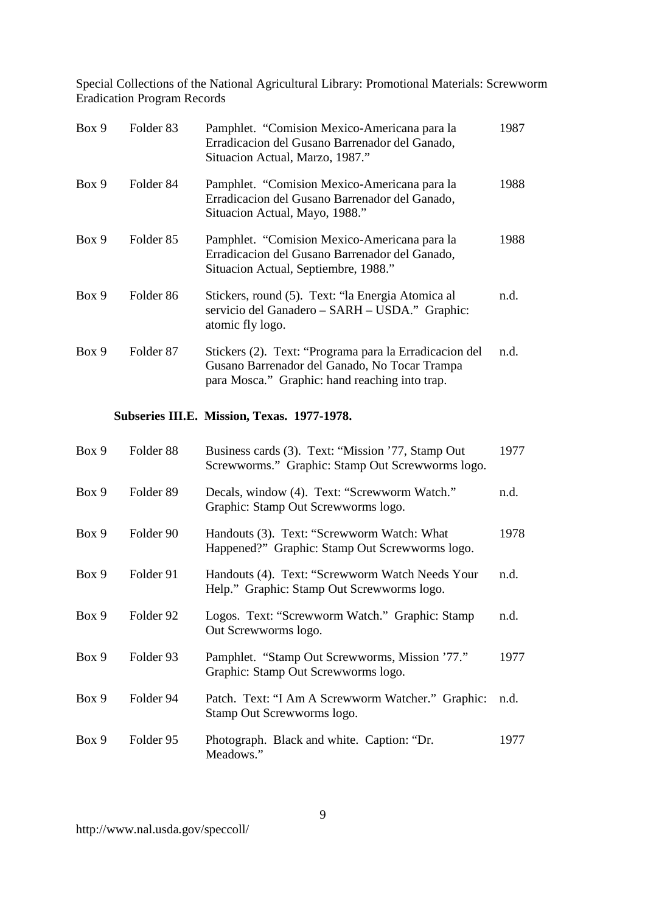| Box 9 | Folder 83 | Pamphlet. "Comision Mexico-Americana para la Erradicacion del Gusano Barrenador del Ganado, Situacion Actual, Marzo, 1987." | 1987 |
|---|---|---|---|
| Box 9 | Folder 84 | Pamphlet. "Comision Mexico-Americana para la Erradicacion del Gusano Barrenador del Ganado, Situacion Actual, Mayo, 1988." | 1988 |
| Box 9 | Folder 85 | Pamphlet. "Comision Mexico-Americana para la Erradicacion del Gusano Barrenador del Ganado, Situacion Actual, Septiembre, 1988." | 1988 |
| Box 9 | Folder 86 | Stickers, round (5). Text: "la Energia Atomica al servicio del Ganadero – SARH – USDA." Graphic: atomic fly logo. | n.d. |
| Box 9 | Folder 87 | Stickers (2). Text: "Programa para la Erradicacion del Gusano Barrenador del Ganado, No Tocar Trampa para Mosca." Graphic: hand reaching into trap. | n.d. |

**Subseries III.E. Mission, Texas. 1977-1978.**

| Box 9 | Folder 88 | Business cards (3). Text: "Mission '77, Stamp Out Screwworms." Graphic: Stamp Out Screwworms logo. | 1977 |
|---|---|---|---|
| Box 9 | Folder 89 | Decals, window (4). Text: "Screwworm Watch." Graphic: Stamp Out Screwworms logo. | n.d. |
| Box 9 | Folder 90 | Handouts (3). Text: "Screwworm Watch: What Happened?" Graphic: Stamp Out Screwworms logo. | 1978 |
| Box 9 | Folder 91 | Handouts (4). Text: "Screwworm Watch Needs Your Help." Graphic: Stamp Out Screwworms logo. | n.d. |
| Box 9 | Folder 92 | Logos. Text: "Screwworm Watch." Graphic: Stamp Out Screwworms logo. | n.d. |
| Box 9 | Folder 93 | Pamphlet. "Stamp Out Screwworms, Mission '77." Graphic: Stamp Out Screwworms logo. | 1977 |
| Box 9 | Folder 94 | Patch. Text: "I Am A Screwworm Watcher." Graphic: Stamp Out Screwworms logo. | n.d. |
| Box 9 | Folder 95 | Photograph. Black and white. Caption: "Dr. Meadows." | 1977 |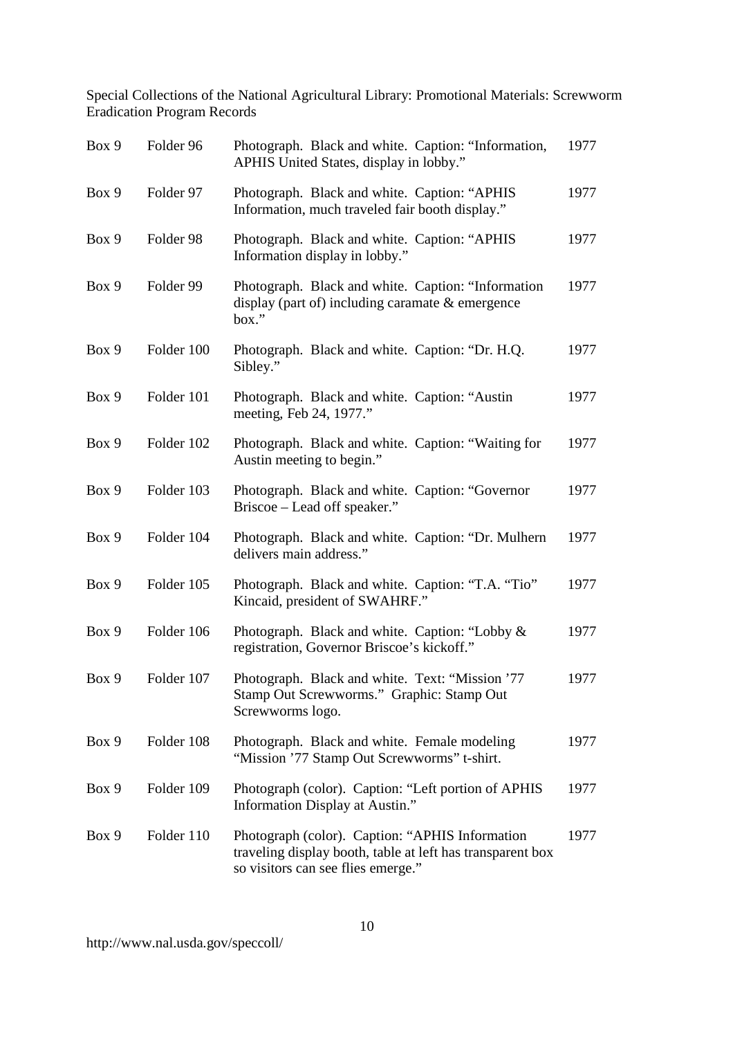Special Collections of the National Agricultural Library: Promotional Materials: Screwworm Eradication Program Records

| Box | Folder | Description | Date |
|---|---|---|---|
| Box 9 | Folder 96 | Photograph. Black and white. Caption: "Information, APHIS United States, display in lobby." | 1977 |
| Box 9 | Folder 97 | Photograph. Black and white. Caption: "APHIS Information, much traveled fair booth display." | 1977 |
| Box 9 | Folder 98 | Photograph. Black and white. Caption: "APHIS Information display in lobby." | 1977 |
| Box 9 | Folder 99 | Photograph. Black and white. Caption: "Information display (part of) including caramate & emergence box." | 1977 |
| Box 9 | Folder 100 | Photograph. Black and white. Caption: "Dr. H.Q. Sibley." | 1977 |
| Box 9 | Folder 101 | Photograph. Black and white. Caption: "Austin meeting, Feb 24, 1977." | 1977 |
| Box 9 | Folder 102 | Photograph. Black and white. Caption: "Waiting for Austin meeting to begin." | 1977 |
| Box 9 | Folder 103 | Photograph. Black and white. Caption: "Governor Briscoe – Lead off speaker." | 1977 |
| Box 9 | Folder 104 | Photograph. Black and white. Caption: "Dr. Mulhern delivers main address." | 1977 |
| Box 9 | Folder 105 | Photograph. Black and white. Caption: "T.A. "Tio" Kincaid, president of SWAHRF." | 1977 |
| Box 9 | Folder 106 | Photograph. Black and white. Caption: "Lobby & registration, Governor Briscoe's kickoff." | 1977 |
| Box 9 | Folder 107 | Photograph. Black and white. Text: "Mission '77 Stamp Out Screwworms." Graphic: Stamp Out Screwworms logo. | 1977 |
| Box 9 | Folder 108 | Photograph. Black and white. Female modeling "Mission '77 Stamp Out Screwworms" t-shirt. | 1977 |
| Box 9 | Folder 109 | Photograph (color). Caption: "Left portion of APHIS Information Display at Austin." | 1977 |
| Box 9 | Folder 110 | Photograph (color). Caption: "APHIS Information traveling display booth, table at left has transparent box so visitors can see flies emerge." | 1977 |

http://www.nal.usda.gov/speccoll/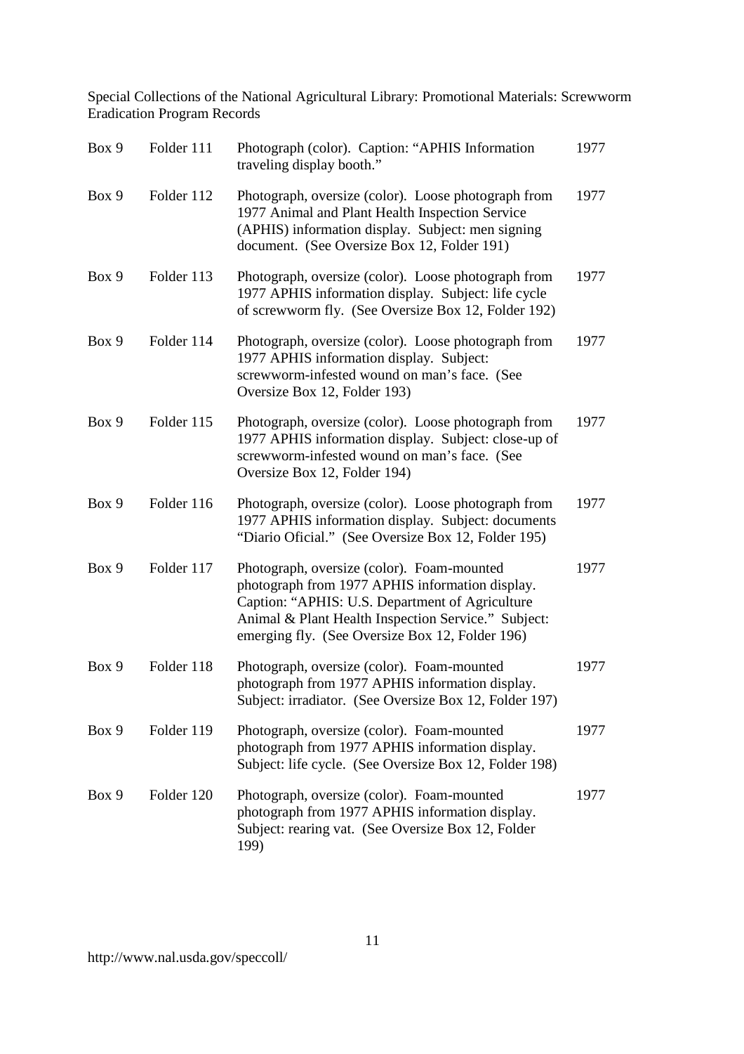| | | | |
|---|---|---|---|
| Box 9 | Folder 111 | Photograph (color). Caption: "APHIS Information traveling display booth." | 1977 |
| Box 9 | Folder 112 | Photograph, oversize (color). Loose photograph from 1977 Animal and Plant Health Inspection Service (APHIS) information display. Subject: men signing document. (See Oversize Box 12, Folder 191) | 1977 |
| Box 9 | Folder 113 | Photograph, oversize (color). Loose photograph from 1977 APHIS information display. Subject: life cycle of screwworm fly. (See Oversize Box 12, Folder 192) | 1977 |
| Box 9 | Folder 114 | Photograph, oversize (color). Loose photograph from 1977 APHIS information display. Subject: screwworm-infested wound on man's face. (See Oversize Box 12, Folder 193) | 1977 |
| Box 9 | Folder 115 | Photograph, oversize (color). Loose photograph from 1977 APHIS information display. Subject: close-up of screwworm-infested wound on man's face. (See Oversize Box 12, Folder 194) | 1977 |
| Box 9 | Folder 116 | Photograph, oversize (color). Loose photograph from 1977 APHIS information display. Subject: documents "Diario Oficial." (See Oversize Box 12, Folder 195) | 1977 |
| Box 9 | Folder 117 | Photograph, oversize (color). Foam-mounted photograph from 1977 APHIS information display. Caption: "APHIS: U.S. Department of Agriculture Animal & Plant Health Inspection Service." Subject: emerging fly. (See Oversize Box 12, Folder 196) | 1977 |
| Box 9 | Folder 118 | Photograph, oversize (color). Foam-mounted photograph from 1977 APHIS information display. Subject: irradiator. (See Oversize Box 12, Folder 197) | 1977 |
| Box 9 | Folder 119 | Photograph, oversize (color). Foam-mounted photograph from 1977 APHIS information display. Subject: life cycle. (See Oversize Box 12, Folder 198) | 1977 |
| Box 9 | Folder 120 | Photograph, oversize (color). Foam-mounted photograph from 1977 APHIS information display. Subject: rearing vat. (See Oversize Box 12, Folder 199) | 1977 |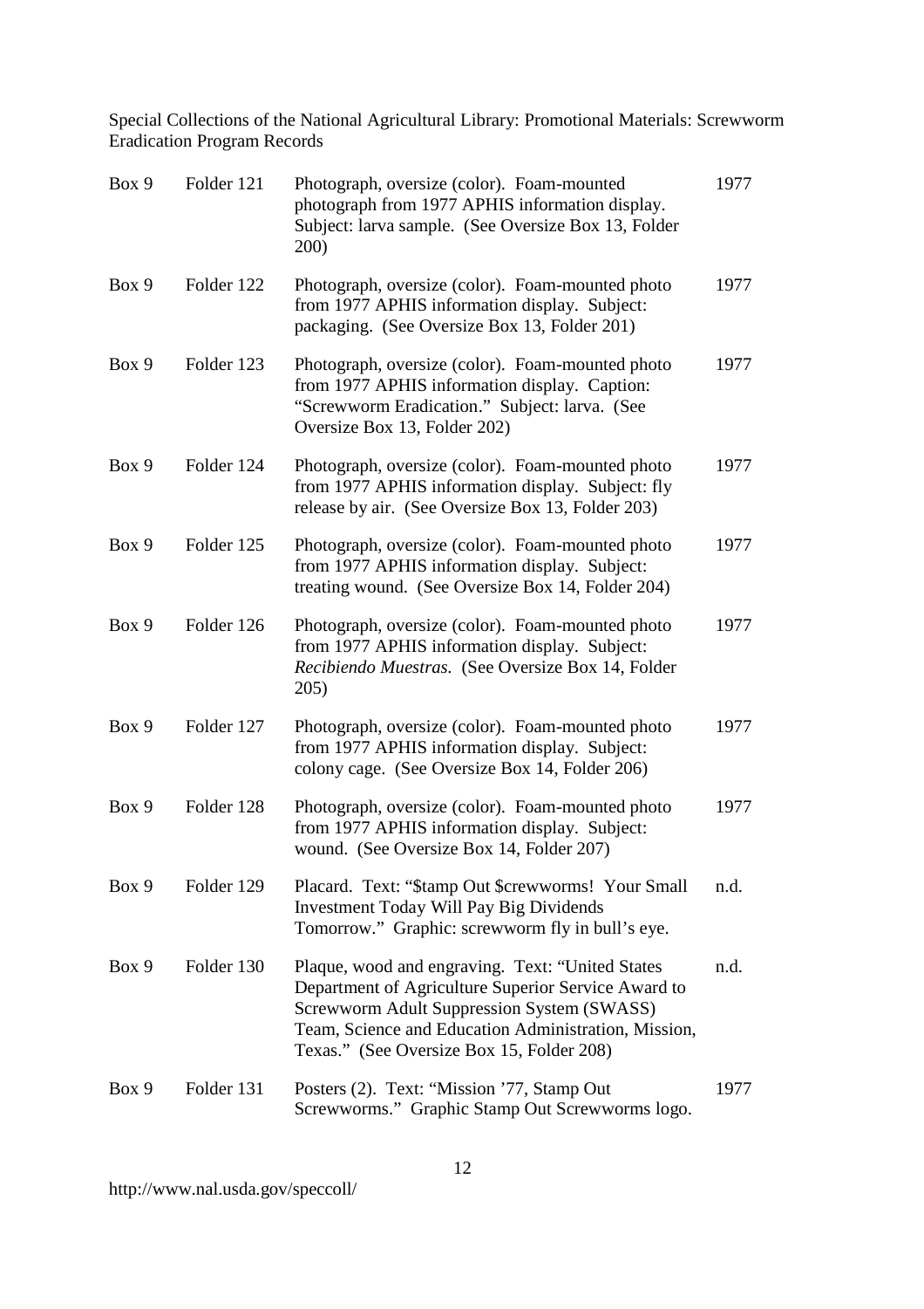| Box 9 | Folder 121 | Photograph, oversize (color). Foam-mounted photograph from 1977 APHIS information display. Subject: larva sample. (See Oversize Box 13, Folder 200) | 1977 |
|---|---|---|---|
| Box 9 | Folder 122 | Photograph, oversize (color). Foam-mounted photo from 1977 APHIS information display. Subject: packaging. (See Oversize Box 13, Folder 201) | 1977 |
| Box 9 | Folder 123 | Photograph, oversize (color). Foam-mounted photo from 1977 APHIS information display. Caption: "Screwworm Eradication." Subject: larva. (See Oversize Box 13, Folder 202) | 1977 |
| Box 9 | Folder 124 | Photograph, oversize (color). Foam-mounted photo from 1977 APHIS information display. Subject: fly release by air. (See Oversize Box 13, Folder 203) | 1977 |
| Box 9 | Folder 125 | Photograph, oversize (color). Foam-mounted photo from 1977 APHIS information display. Subject: treating wound. (See Oversize Box 14, Folder 204) | 1977 |
| Box 9 | Folder 126 | Photograph, oversize (color). Foam-mounted photo from 1977 APHIS information display. Subject: *Recibiendo Muestras.* (See Oversize Box 14, Folder 205) | 1977 |
| Box 9 | Folder 127 | Photograph, oversize (color). Foam-mounted photo from 1977 APHIS information display. Subject: colony cage. (See Oversize Box 14, Folder 206) | 1977 |
| Box 9 | Folder 128 | Photograph, oversize (color). Foam-mounted photo from 1977 APHIS information display. Subject: wound. (See Oversize Box 14, Folder 207) | 1977 |
| Box 9 | Folder 129 | Placard. Text: "$tamp Out $crewworms! Your Small Investment Today Will Pay Big Dividends Tomorrow." Graphic: screwworm fly in bull's eye. | n.d. |
| Box 9 | Folder 130 | Plaque, wood and engraving. Text: "United States Department of Agriculture Superior Service Award to Screwworm Adult Suppression System (SWASS) Team, Science and Education Administration, Mission, Texas." (See Oversize Box 15, Folder 208) | n.d. |
| Box 9 | Folder 131 | Posters (2). Text: "Mission '77, Stamp Out Screwworms." Graphic Stamp Out Screwworms logo. | 1977 |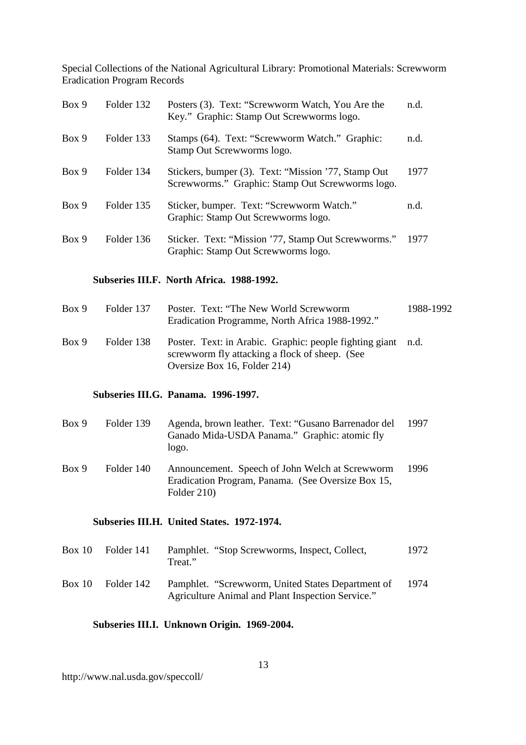| Box 9 | Folder 132 | Posters (3). Text: "Screwworm Watch, You Are the Key." Graphic: Stamp Out Screwworms logo. | n.d. |
|---|---|---|---|
| Box 9 | Folder 133 | Stamps (64). Text: "Screwworm Watch." Graphic: Stamp Out Screwworms logo. | n.d. |
| Box 9 | Folder 134 | Stickers, bumper (3). Text: "Mission '77, Stamp Out Screwworms." Graphic: Stamp Out Screwworms logo. | 1977 |
| Box 9 | Folder 135 | Sticker, bumper. Text: "Screwworm Watch." Graphic: Stamp Out Screwworms logo. | n.d. |
| Box 9 | Folder 136 | Sticker. Text: "Mission '77, Stamp Out Screwworms." Graphic: Stamp Out Screwworms logo. | 1977 |

**Subseries III.F. North Africa. 1988-1992.**

| Box 9 | Folder 137 | Poster. Text: "The New World Screwworm Eradication Programme, North Africa 1988-1992." | 1988-1992 |
|---|---|---|---|
| Box 9 | Folder 138 | Poster. Text: in Arabic. Graphic: people fighting giant screwworm fly attacking a flock of sheep. (See Oversize Box 16, Folder 214) | n.d. |

**Subseries III.G. Panama. 1996-1997.**

| Box 9 | Folder 139 | Agenda, brown leather. Text: "Gusano Barrenador del Ganado Mida-USDA Panama." Graphic: atomic fly logo. | 1997 |
|---|---|---|---|
| Box 9 | Folder 140 | Announcement. Speech of John Welch at Screwworm Eradication Program, Panama. (See Oversize Box 15, Folder 210) | 1996 |

**Subseries III.H. United States. 1972-1974.**

| Box 10 | Folder 141 | Pamphlet. "Stop Screwworms, Inspect, Collect, Treat." | 1972 |
|---|---|---|---|
| Box 10 | Folder 142 | Pamphlet. "Screwworm, United States Department of Agriculture Animal and Plant Inspection Service." | 1974 |

**Subseries III.I. Unknown Origin. 1969-2004.**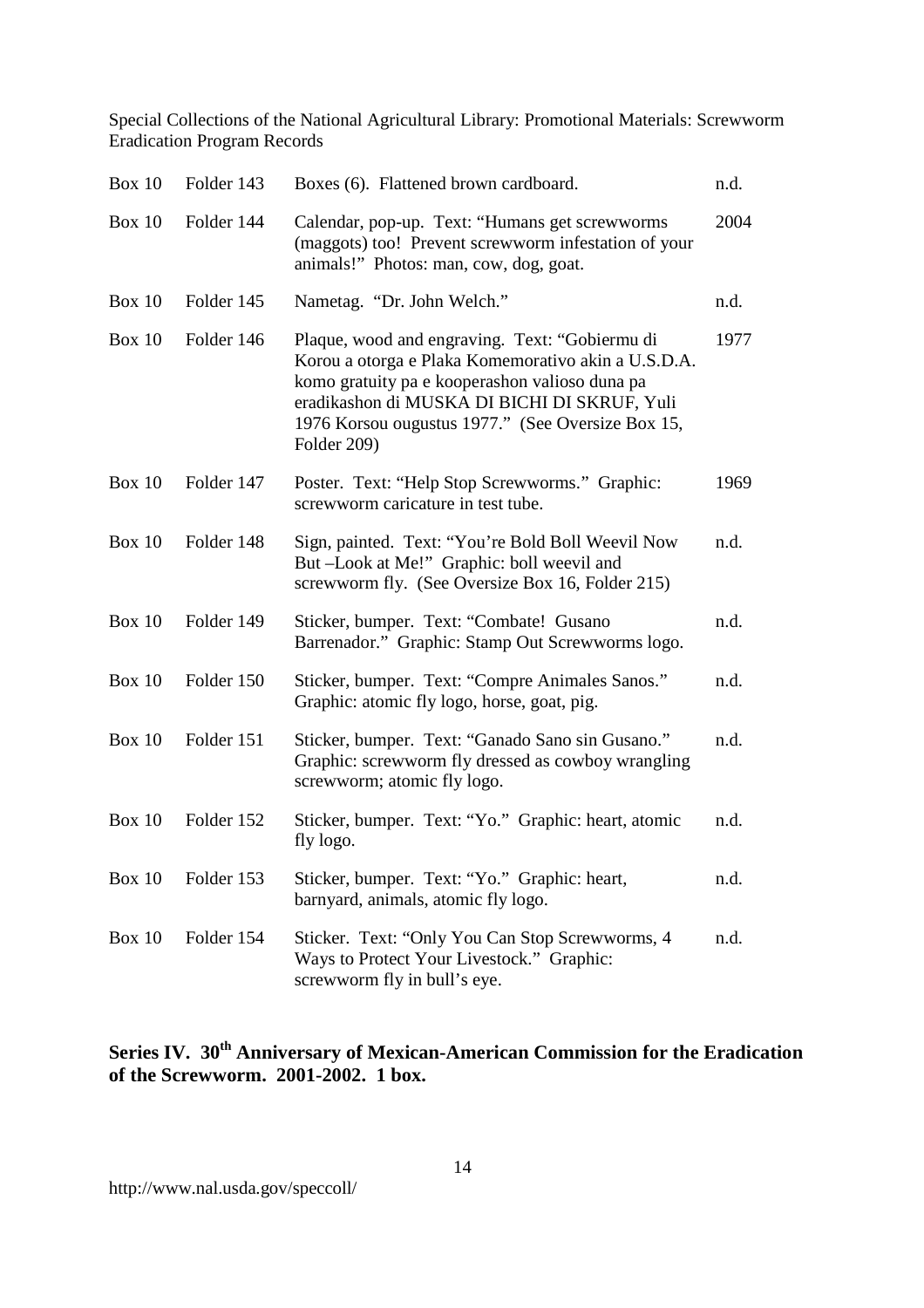| Box | Folder | Description | Date |
|---|---|---|---|
| Box 10 | Folder 143 | Boxes (6). Flattened brown cardboard. | n.d. |
| Box 10 | Folder 144 | Calendar, pop-up. Text: "Humans get screwworms (maggots) too! Prevent screwworm infestation of your animals!" Photos: man, cow, dog, goat. | 2004 |
| Box 10 | Folder 145 | Nametag. "Dr. John Welch." | n.d. |
| Box 10 | Folder 146 | Plaque, wood and engraving. Text: "Gobiermu di Korou a otorga e Plaka Komemorativo akin a U.S.D.A. komo gratuity pa e kooperashon valioso duna pa eradikashon di MUSKA DI BICHI DI SKRUF, Yuli 1976 Korsou ougustus 1977." (See Oversize Box 15, Folder 209) | 1977 |
| Box 10 | Folder 147 | Poster. Text: "Help Stop Screwworms." Graphic: screwworm caricature in test tube. | 1969 |
| Box 10 | Folder 148 | Sign, painted. Text: "You're Bold Boll Weevil Now But –Look at Me!" Graphic: boll weevil and screwworm fly. (See Oversize Box 16, Folder 215) | n.d. |
| Box 10 | Folder 149 | Sticker, bumper. Text: "Combate! Gusano Barrenador." Graphic: Stamp Out Screwworms logo. | n.d. |
| Box 10 | Folder 150 | Sticker, bumper. Text: "Compre Animales Sanos." Graphic: atomic fly logo, horse, goat, pig. | n.d. |
| Box 10 | Folder 151 | Sticker, bumper. Text: "Ganado Sano sin Gusano." Graphic: screwworm fly dressed as cowboy wrangling screwworm; atomic fly logo. | n.d. |
| Box 10 | Folder 152 | Sticker, bumper. Text: "Yo." Graphic: heart, atomic fly logo. | n.d. |
| Box 10 | Folder 153 | Sticker, bumper. Text: "Yo." Graphic: heart, barnyard, animals, atomic fly logo. | n.d. |
| Box 10 | Folder 154 | Sticker. Text: "Only You Can Stop Screwworms, 4 Ways to Protect Your Livestock." Graphic: screwworm fly in bull's eye. | n.d. |

## Series IV. 30th Anniversary of Mexican-American Commission for the Eradication of the Screwworm. 2001-2002. 1 box.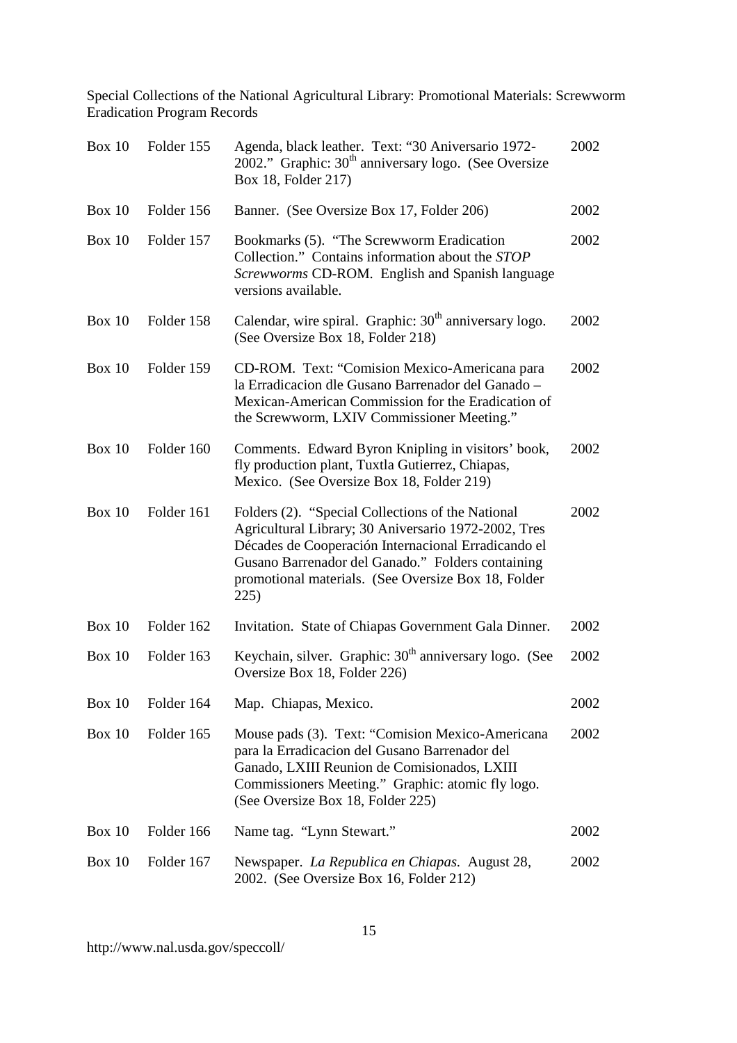| Box | Folder | Description | Date |
|---|---|---|---|
| Box 10 | Folder 155 | Agenda, black leather. Text: "30 Aniversario 1972-2002." Graphic: 30th anniversary logo. (See Oversize Box 18, Folder 217) | 2002 |
| Box 10 | Folder 156 | Banner. (See Oversize Box 17, Folder 206) | 2002 |
| Box 10 | Folder 157 | Bookmarks (5). "The Screwworm Eradication Collection." Contains information about the *STOP Screwworms* CD-ROM. English and Spanish language versions available. | 2002 |
| Box 10 | Folder 158 | Calendar, wire spiral. Graphic: 30th anniversary logo. (See Oversize Box 18, Folder 218) | 2002 |
| Box 10 | Folder 159 | CD-ROM. Text: "Comision Mexico-Americana para la Erradicacion dle Gusano Barrenador del Ganado – Mexican-American Commission for the Eradication of the Screwworm, LXIV Commissioner Meeting." | 2002 |
| Box 10 | Folder 160 | Comments. Edward Byron Knipling in visitors' book, fly production plant, Tuxtla Gutierrez, Chiapas, Mexico. (See Oversize Box 18, Folder 219) | 2002 |
| Box 10 | Folder 161 | Folders (2). "Special Collections of the National Agricultural Library; 30 Aniversario 1972-2002, Tres Décades de Cooperación Internacional Erradicando el Gusano Barrenador del Ganado." Folders containing promotional materials. (See Oversize Box 18, Folder 225) | 2002 |
| Box 10 | Folder 162 | Invitation. State of Chiapas Government Gala Dinner. | 2002 |
| Box 10 | Folder 163 | Keychain, silver. Graphic: 30th anniversary logo. (See Oversize Box 18, Folder 226) | 2002 |
| Box 10 | Folder 164 | Map. Chiapas, Mexico. | 2002 |
| Box 10 | Folder 165 | Mouse pads (3). Text: "Comision Mexico-Americana para la Erradicacion del Gusano Barrenador del Ganado, LXIII Reunion de Comisionados, LXIII Commissioners Meeting." Graphic: atomic fly logo. (See Oversize Box 18, Folder 225) | 2002 |
| Box 10 | Folder 166 | Name tag. "Lynn Stewart." | 2002 |
| Box 10 | Folder 167 | Newspaper. *La Republica en Chiapas*. August 28, 2002. (See Oversize Box 16, Folder 212) | 2002 |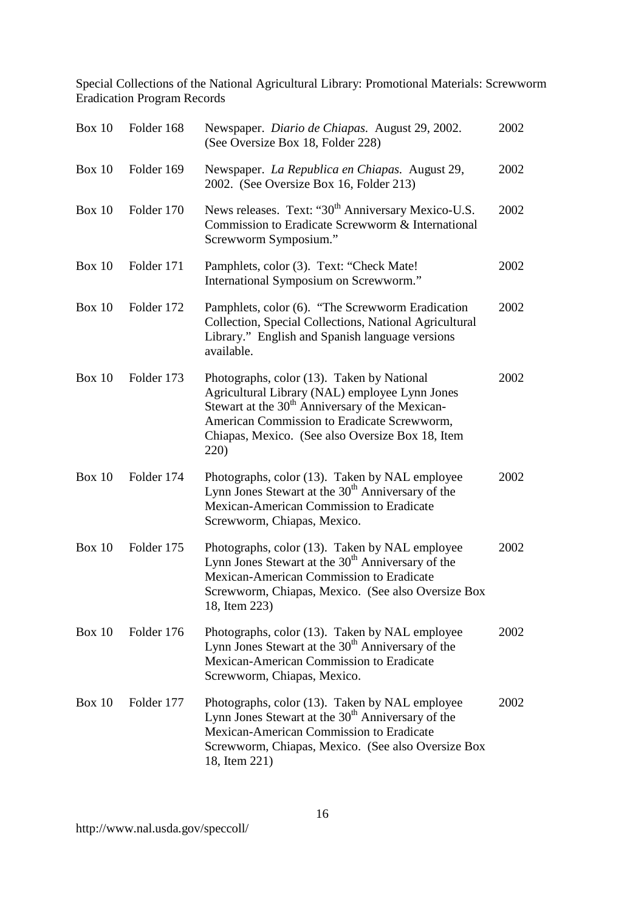Special Collections of the National Agricultural Library: Promotional Materials: Screwworm Eradication Program Records

| | | | |
|---|---|---|---|
| Box 10 | Folder 168 | Newspaper. *Diario de Chiapas.* August 29, 2002. (See Oversize Box 18, Folder 228) | 2002 |
| Box 10 | Folder 169 | Newspaper. *La Republica en Chiapas.* August 29, 2002. (See Oversize Box 16, Folder 213) | 2002 |
| Box 10 | Folder 170 | News releases. Text: "30th Anniversary Mexico-U.S. Commission to Eradicate Screwworm & International Screwworm Symposium." | 2002 |
| Box 10 | Folder 171 | Pamphlets, color (3). Text: "Check Mate! International Symposium on Screwworm." | 2002 |
| Box 10 | Folder 172 | Pamphlets, color (6). "The Screwworm Eradication Collection, Special Collections, National Agricultural Library." English and Spanish language versions available. | 2002 |
| Box 10 | Folder 173 | Photographs, color (13). Taken by National Agricultural Library (NAL) employee Lynn Jones Stewart at the 30th Anniversary of the Mexican-American Commission to Eradicate Screwworm, Chiapas, Mexico. (See also Oversize Box 18, Item 220) | 2002 |
| Box 10 | Folder 174 | Photographs, color (13). Taken by NAL employee Lynn Jones Stewart at the 30th Anniversary of the Mexican-American Commission to Eradicate Screwworm, Chiapas, Mexico. | 2002 |
| Box 10 | Folder 175 | Photographs, color (13). Taken by NAL employee Lynn Jones Stewart at the 30th Anniversary of the Mexican-American Commission to Eradicate Screwworm, Chiapas, Mexico. (See also Oversize Box 18, Item 223) | 2002 |
| Box 10 | Folder 176 | Photographs, color (13). Taken by NAL employee Lynn Jones Stewart at the 30th Anniversary of the Mexican-American Commission to Eradicate Screwworm, Chiapas, Mexico. | 2002 |
| Box 10 | Folder 177 | Photographs, color (13). Taken by NAL employee Lynn Jones Stewart at the 30th Anniversary of the Mexican-American Commission to Eradicate Screwworm, Chiapas, Mexico. (See also Oversize Box 18, Item 221) | 2002 |

http://www.nal.usda.gov/speccoll/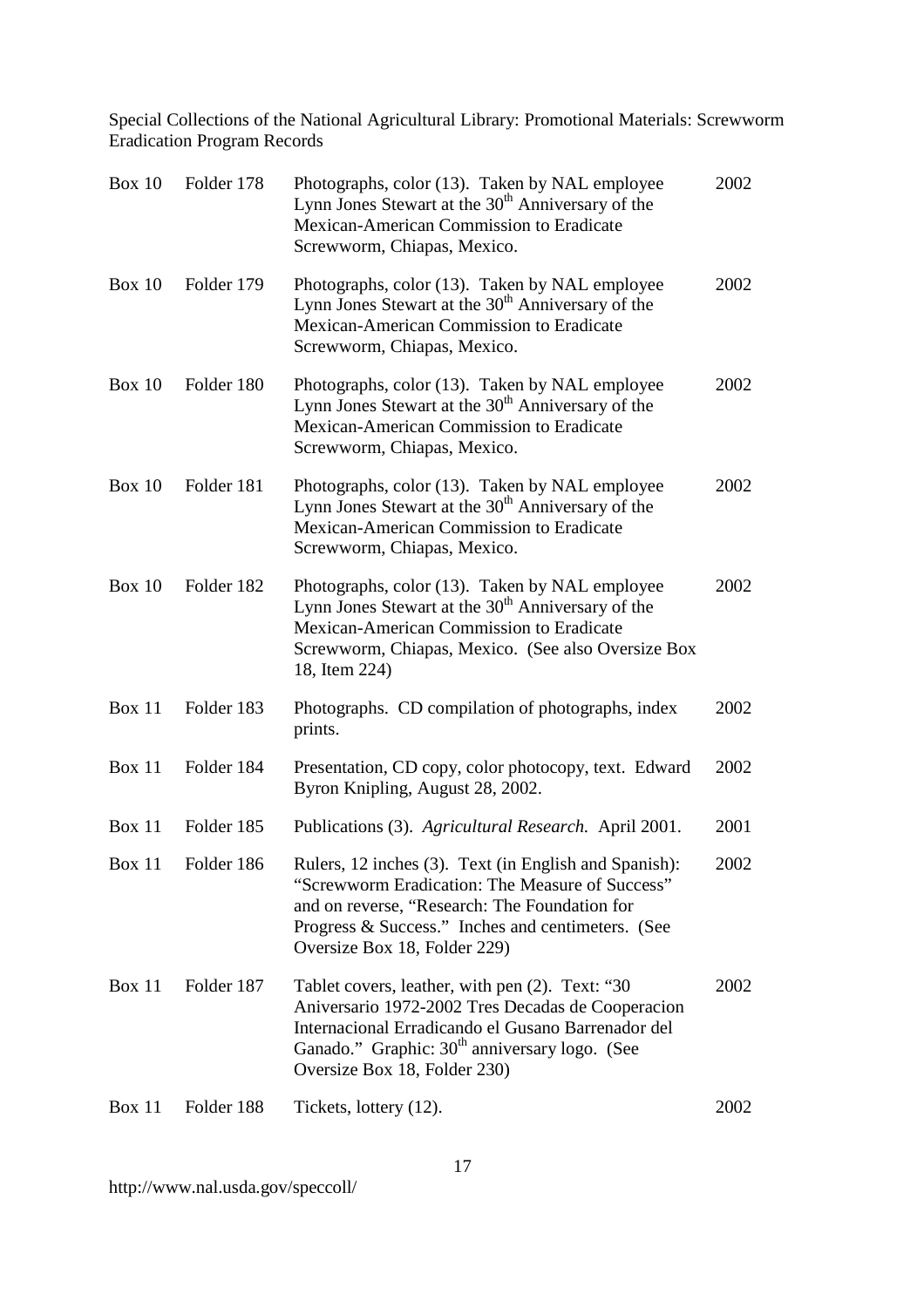Special Collections of the National Agricultural Library: Promotional Materials: Screwworm Eradication Program Records

| Box | Folder | Description | Date |
|---|---|---|---|
| Box 10 | Folder 178 | Photographs, color (13). Taken by NAL employee Lynn Jones Stewart at the 30th Anniversary of the Mexican-American Commission to Eradicate Screwworm, Chiapas, Mexico. | 2002 |
| Box 10 | Folder 179 | Photographs, color (13). Taken by NAL employee Lynn Jones Stewart at the 30th Anniversary of the Mexican-American Commission to Eradicate Screwworm, Chiapas, Mexico. | 2002 |
| Box 10 | Folder 180 | Photographs, color (13). Taken by NAL employee Lynn Jones Stewart at the 30th Anniversary of the Mexican-American Commission to Eradicate Screwworm, Chiapas, Mexico. | 2002 |
| Box 10 | Folder 181 | Photographs, color (13). Taken by NAL employee Lynn Jones Stewart at the 30th Anniversary of the Mexican-American Commission to Eradicate Screwworm, Chiapas, Mexico. | 2002 |
| Box 10 | Folder 182 | Photographs, color (13). Taken by NAL employee Lynn Jones Stewart at the 30th Anniversary of the Mexican-American Commission to Eradicate Screwworm, Chiapas, Mexico. (See also Oversize Box 18, Item 224) | 2002 |
| Box 11 | Folder 183 | Photographs. CD compilation of photographs, index prints. | 2002 |
| Box 11 | Folder 184 | Presentation, CD copy, color photocopy, text. Edward Byron Knipling, August 28, 2002. | 2002 |
| Box 11 | Folder 185 | Publications (3). *Agricultural Research.* April 2001. | 2001 |
| Box 11 | Folder 186 | Rulers, 12 inches (3). Text (in English and Spanish): "Screwworm Eradication: The Measure of Success" and on reverse, "Research: The Foundation for Progress & Success." Inches and centimeters. (See Oversize Box 18, Folder 229) | 2002 |
| Box 11 | Folder 187 | Tablet covers, leather, with pen (2). Text: "30 Aniversario 1972-2002 Tres Decadas de Cooperacion Internacional Erradicando el Gusano Barrenador del Ganado." Graphic: 30th anniversary logo. (See Oversize Box 18, Folder 230) | 2002 |
| Box 11 | Folder 188 | Tickets, lottery (12). | 2002 |

http://www.nal.usda.gov/speccoll/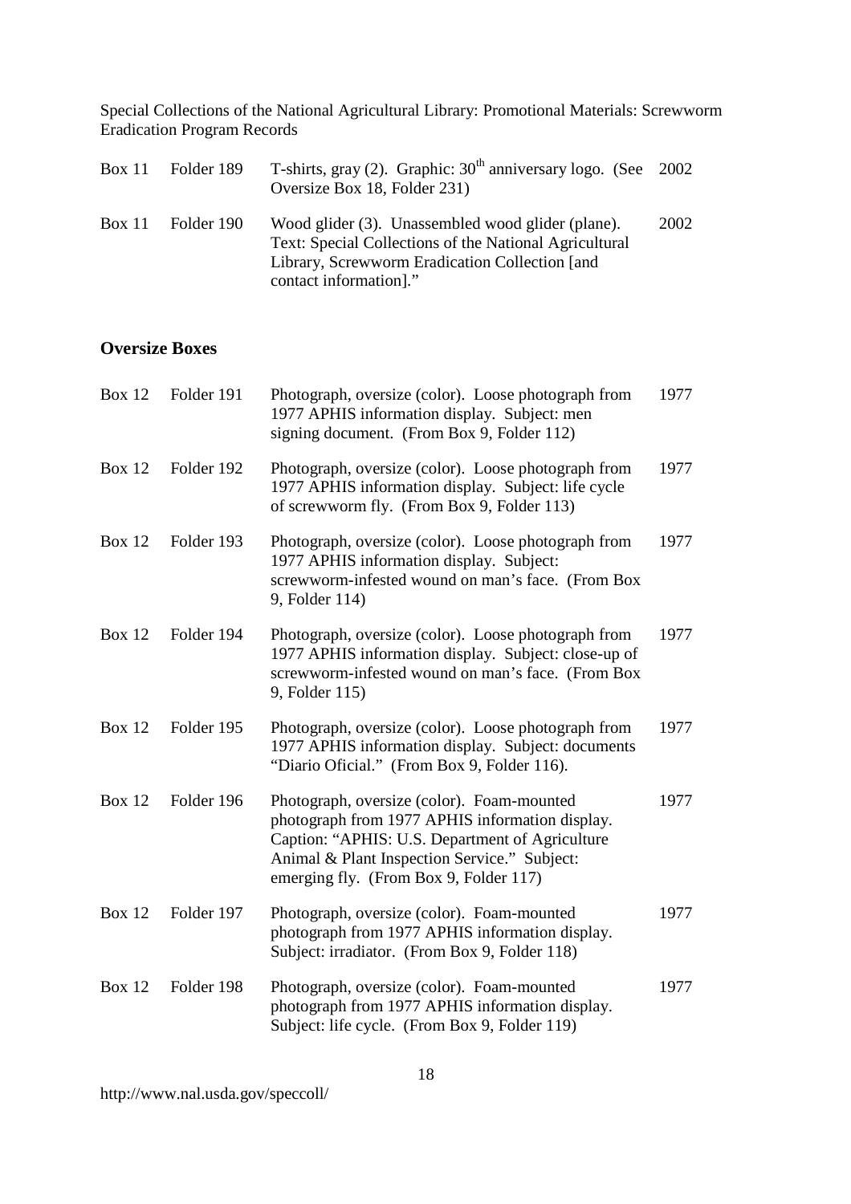| Box 11 | Folder 189 | T-shirts, gray (2). Graphic: 30th anniversary logo. (See Oversize Box 18, Folder 231) | 2002 |
|---|---|---|---|
| Box 11 | Folder 190 | Wood glider (3). Unassembled wood glider (plane). Text: Special Collections of the National Agricultural Library, Screwworm Eradication Collection [and contact information]." | 2002 |

## Oversize Boxes

| Box 12 | Folder 191 | Photograph, oversize (color). Loose photograph from 1977 APHIS information display. Subject: men signing document. (From Box 9, Folder 112) | 1977 |
|---|---|---|---|
| Box 12 | Folder 192 | Photograph, oversize (color). Loose photograph from 1977 APHIS information display. Subject: life cycle of screwworm fly. (From Box 9, Folder 113) | 1977 |
| Box 12 | Folder 193 | Photograph, oversize (color). Loose photograph from 1977 APHIS information display. Subject: screwworm-infested wound on man's face. (From Box 9, Folder 114) | 1977 |
| Box 12 | Folder 194 | Photograph, oversize (color). Loose photograph from 1977 APHIS information display. Subject: close-up of screwworm-infested wound on man's face. (From Box 9, Folder 115) | 1977 |
| Box 12 | Folder 195 | Photograph, oversize (color). Loose photograph from 1977 APHIS information display. Subject: documents "Diario Oficial." (From Box 9, Folder 116). | 1977 |
| Box 12 | Folder 196 | Photograph, oversize (color). Foam-mounted photograph from 1977 APHIS information display. Caption: "APHIS: U.S. Department of Agriculture Animal & Plant Inspection Service." Subject: emerging fly. (From Box 9, Folder 117) | 1977 |
| Box 12 | Folder 197 | Photograph, oversize (color). Foam-mounted photograph from 1977 APHIS information display. Subject: irradiator. (From Box 9, Folder 118) | 1977 |
| Box 12 | Folder 198 | Photograph, oversize (color). Foam-mounted photograph from 1977 APHIS information display. Subject: life cycle. (From Box 9, Folder 119) | 1977 |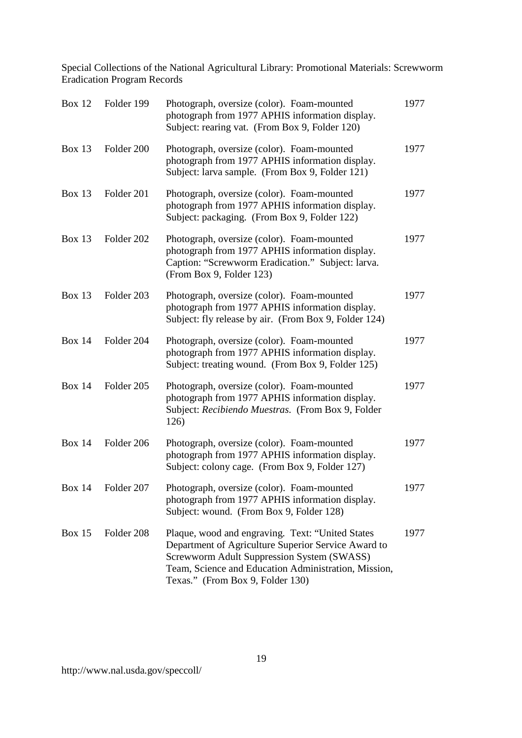| | | | |
|---|---|---|---|
| Box 12 | Folder 199 | Photograph, oversize (color). Foam-mounted photograph from 1977 APHIS information display. Subject: rearing vat. (From Box 9, Folder 120) | 1977 |
| Box 13 | Folder 200 | Photograph, oversize (color). Foam-mounted photograph from 1977 APHIS information display. Subject: larva sample. (From Box 9, Folder 121) | 1977 |
| Box 13 | Folder 201 | Photograph, oversize (color). Foam-mounted photograph from 1977 APHIS information display. Subject: packaging. (From Box 9, Folder 122) | 1977 |
| Box 13 | Folder 202 | Photograph, oversize (color). Foam-mounted photograph from 1977 APHIS information display. Caption: "Screwworm Eradication." Subject: larva. (From Box 9, Folder 123) | 1977 |
| Box 13 | Folder 203 | Photograph, oversize (color). Foam-mounted photograph from 1977 APHIS information display. Subject: fly release by air. (From Box 9, Folder 124) | 1977 |
| Box 14 | Folder 204 | Photograph, oversize (color). Foam-mounted photograph from 1977 APHIS information display. Subject: treating wound. (From Box 9, Folder 125) | 1977 |
| Box 14 | Folder 205 | Photograph, oversize (color). Foam-mounted photograph from 1977 APHIS information display. Subject: *Recibiendo Muestras*. (From Box 9, Folder 126) | 1977 |
| Box 14 | Folder 206 | Photograph, oversize (color). Foam-mounted photograph from 1977 APHIS information display. Subject: colony cage. (From Box 9, Folder 127) | 1977 |
| Box 14 | Folder 207 | Photograph, oversize (color). Foam-mounted photograph from 1977 APHIS information display. Subject: wound. (From Box 9, Folder 128) | 1977 |
| Box 15 | Folder 208 | Plaque, wood and engraving. Text: "United States Department of Agriculture Superior Service Award to Screwworm Adult Suppression System (SWASS) Team, Science and Education Administration, Mission, Texas." (From Box 9, Folder 130) | 1977 |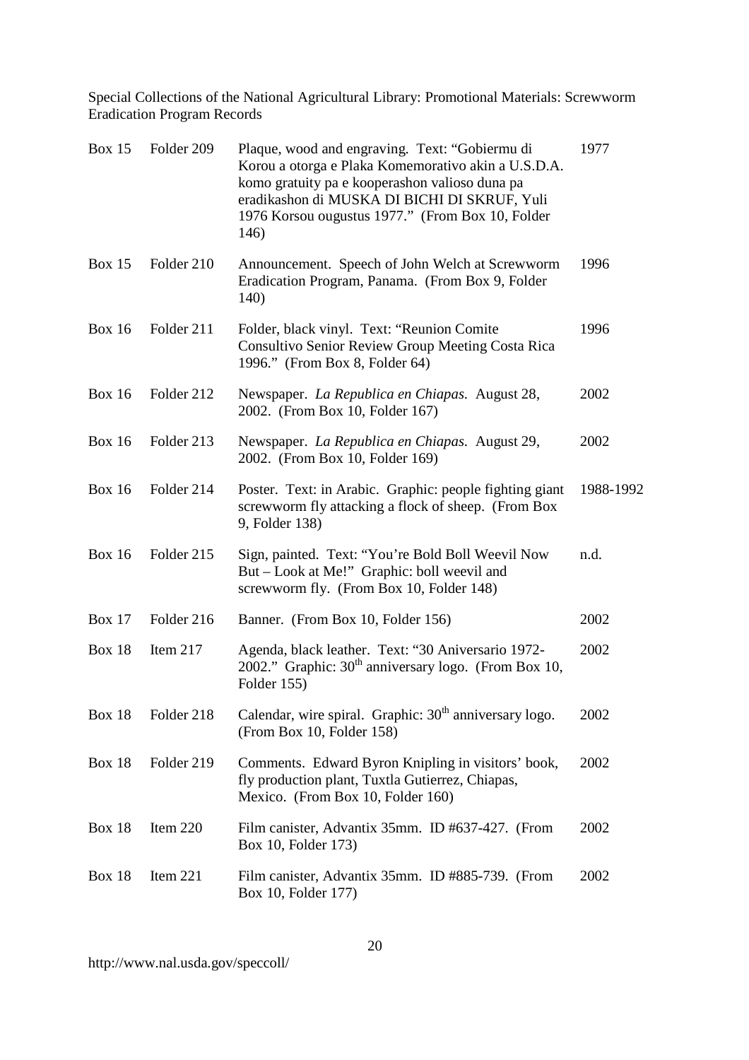| Box 15 | Folder 209 | Plaque, wood and engraving. Text: "Gobiermu di Korou a otorga e Plaka Komemorativo akin a U.S.D.A. komo gratuity pa e kooperashon valioso duna pa eradikashon di MUSKA DI BICHI DI SKRUF, Yuli 1976 Korsou ougustus 1977." (From Box 10, Folder 146) | 1977 |
|---|---|---|---|
| Box 15 | Folder 210 | Announcement. Speech of John Welch at Screwworm Eradication Program, Panama. (From Box 9, Folder 140) | 1996 |
| Box 16 | Folder 211 | Folder, black vinyl. Text: "Reunion Comite Consultivo Senior Review Group Meeting Costa Rica 1996." (From Box 8, Folder 64) | 1996 |
| Box 16 | Folder 212 | Newspaper. *La Republica en Chiapas*. August 28, 2002. (From Box 10, Folder 167) | 2002 |
| Box 16 | Folder 213 | Newspaper. *La Republica en Chiapas*. August 29, 2002. (From Box 10, Folder 169) | 2002 |
| Box 16 | Folder 214 | Poster. Text: in Arabic. Graphic: people fighting giant screwworm fly attacking a flock of sheep. (From Box 9, Folder 138) | 1988-1992 |
| Box 16 | Folder 215 | Sign, painted. Text: "You're Bold Boll Weevil Now But – Look at Me!" Graphic: boll weevil and screwworm fly. (From Box 10, Folder 148) | n.d. |
| Box 17 | Folder 216 | Banner. (From Box 10, Folder 156) | 2002 |
| Box 18 | Item 217 | Agenda, black leather. Text: "30 Aniversario 1972-2002." Graphic: 30th anniversary logo. (From Box 10, Folder 155) | 2002 |
| Box 18 | Folder 218 | Calendar, wire spiral. Graphic: 30th anniversary logo. (From Box 10, Folder 158) | 2002 |
| Box 18 | Folder 219 | Comments. Edward Byron Knipling in visitors' book, fly production plant, Tuxtla Gutierrez, Chiapas, Mexico. (From Box 10, Folder 160) | 2002 |
| Box 18 | Item 220 | Film canister, Advantix 35mm. ID #637-427. (From Box 10, Folder 173) | 2002 |
| Box 18 | Item 221 | Film canister, Advantix 35mm. ID #885-739. (From Box 10, Folder 177) | 2002 |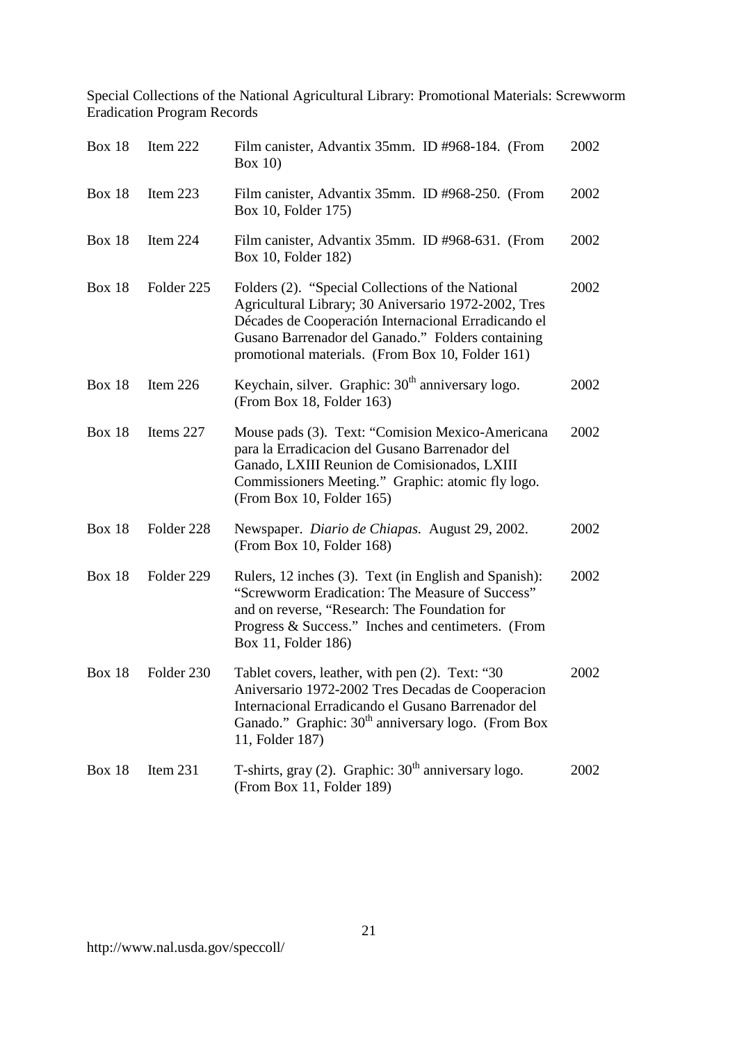| | | | |
|---|---|---|---|
| Box 18 | Item 222 | Film canister, Advantix 35mm. ID #968-184. (From Box 10) | 2002 |
| Box 18 | Item 223 | Film canister, Advantix 35mm. ID #968-250. (From Box 10, Folder 175) | 2002 |
| Box 18 | Item 224 | Film canister, Advantix 35mm. ID #968-631. (From Box 10, Folder 182) | 2002 |
| Box 18 | Folder 225 | Folders (2). "Special Collections of the National Agricultural Library; 30 Aniversario 1972-2002, Tres Décades de Cooperación Internacional Erradicando el Gusano Barrenador del Ganado." Folders containing promotional materials. (From Box 10, Folder 161) | 2002 |
| Box 18 | Item 226 | Keychain, silver. Graphic: 30th anniversary logo. (From Box 18, Folder 163) | 2002 |
| Box 18 | Items 227 | Mouse pads (3). Text: "Comision Mexico-Americana para la Erradicacion del Gusano Barrenador del Ganado, LXIII Reunion de Comisionados, LXIII Commissioners Meeting." Graphic: atomic fly logo. (From Box 10, Folder 165) | 2002 |
| Box 18 | Folder 228 | Newspaper. *Diario de Chiapas.* August 29, 2002. (From Box 10, Folder 168) | 2002 |
| Box 18 | Folder 229 | Rulers, 12 inches (3). Text (in English and Spanish): "Screwworm Eradication: The Measure of Success" and on reverse, "Research: The Foundation for Progress & Success." Inches and centimeters. (From Box 11, Folder 186) | 2002 |
| Box 18 | Folder 230 | Tablet covers, leather, with pen (2). Text: "30 Aniversario 1972-2002 Tres Decadas de Cooperacion Internacional Erradicando el Gusano Barrenador del Ganado." Graphic: 30th anniversary logo. (From Box 11, Folder 187) | 2002 |
| Box 18 | Item 231 | T-shirts, gray (2). Graphic: 30th anniversary logo. (From Box 11, Folder 189) | 2002 |